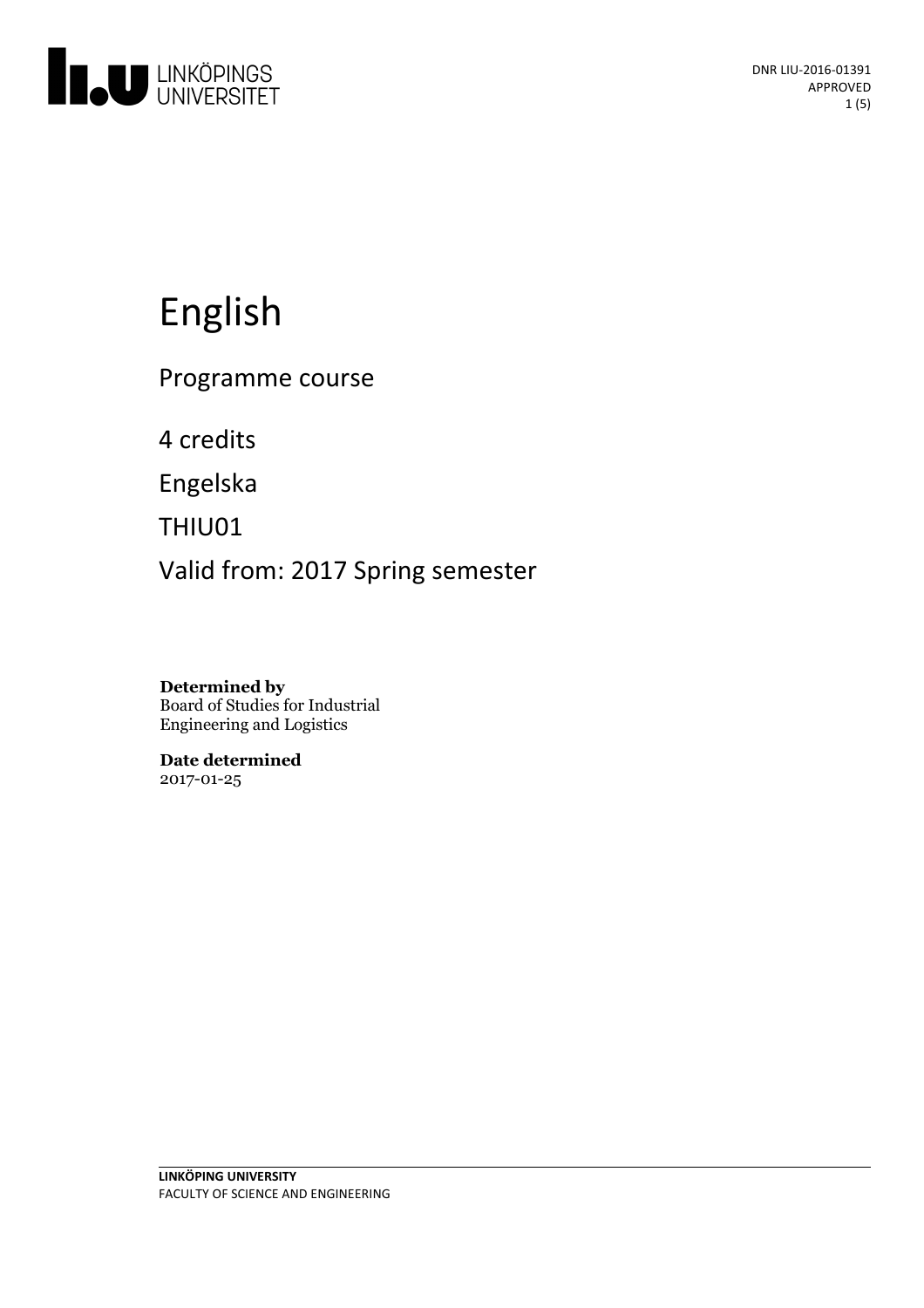DNR LIU-2016-01391
APPROVED

# English

Programme course

4 credits

Engelska

THIU01

Valid from: 2017 Spring semester

**Determined by**
Board of Studies for Industrial Engineering and Logistics

**Date determined**
2017-01-25

**LINKÖPING UNIVERSITY**
FACULTY OF SCIENCE AND ENGINEERING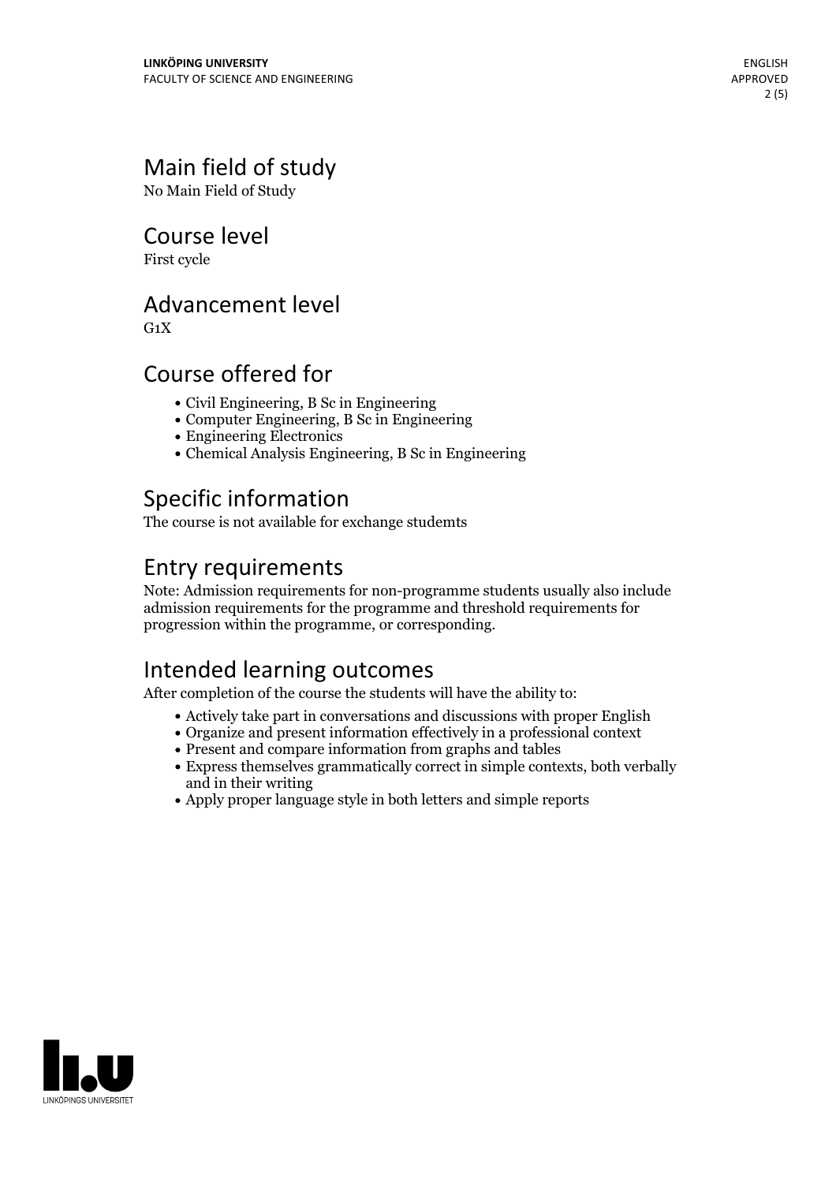## Main field of study

No Main Field of Study

## Course level

First cycle

## Advancement level

G1X

## Course offered for

- Civil Engineering, B Sc in Engineering
- Computer Engineering, B Sc in Engineering
- Engineering Electronics
- Chemical Analysis Engineering, B Sc in Engineering

## Specific information

The course is not available for exchange studemts

## Entry requirements

Note: Admission requirements for non-programme students usually also include admission requirements for the programme and threshold requirements for progression within the programme, or corresponding.

## Intended learning outcomes

After completion of the course the students will have the ability to:

- Actively take part in conversations and discussions with proper English
- Organize and present information effectively in a professional context
- Present and compare information from graphs and tables
- Express themselves grammatically correct in simple contexts, both verbally and in their writing
- Apply proper language style in both letters and simple reports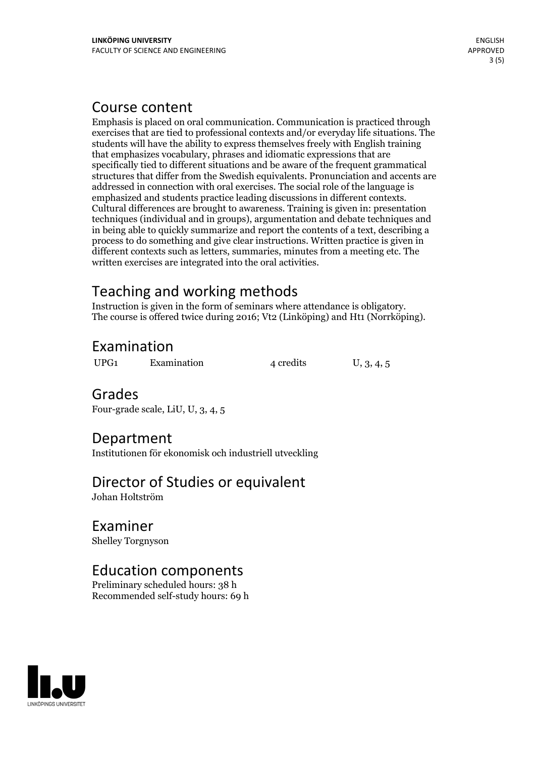## Course content

Emphasis is placed on oral communication. Communication is practiced through exercises that are tied to professional contexts and/or everyday life situations. The students will have the ability to express themselves freely with English training that emphasizes vocabulary, phrases and idiomatic expressions that are specifically tied to different situations and be aware of the frequent grammatical structures that differ from the Swedish equivalents. Pronunciation and accents are addressed in connection with oral exercises. The social role of the language is emphasized and students practice leading discussions in different contexts. Cultural differences are brought to awareness. Training is given in: presentation techniques (individual and in groups), argumentation and debate techniques and in being able to quickly summarize and report the contents of a text, describing a process to do something and give clear instructions. Written practice is given in different contexts such as letters, summaries, minutes from a meeting etc. The written exercises are integrated into the oral activities.

## Teaching and working methods

Instruction is given in the form of seminars where attendance is obligatory.
The course is offered twice during 2016; Vt2 (Linköping) and Ht1 (Norrköping).

## Examination

| | | | |
|---|---|---|---|
| UPG1 | Examination | 4 credits | U, 3, 4, 5 |

## Grades

Four-grade scale, LiU, U, 3, 4, 5

## Department

Institutionen för ekonomisk och industriell utveckling

## Director of Studies or equivalent

Johan Holtström

## Examiner

Shelley Torgnyson

## Education components

Preliminary scheduled hours: 38 h
Recommended self-study hours: 69 h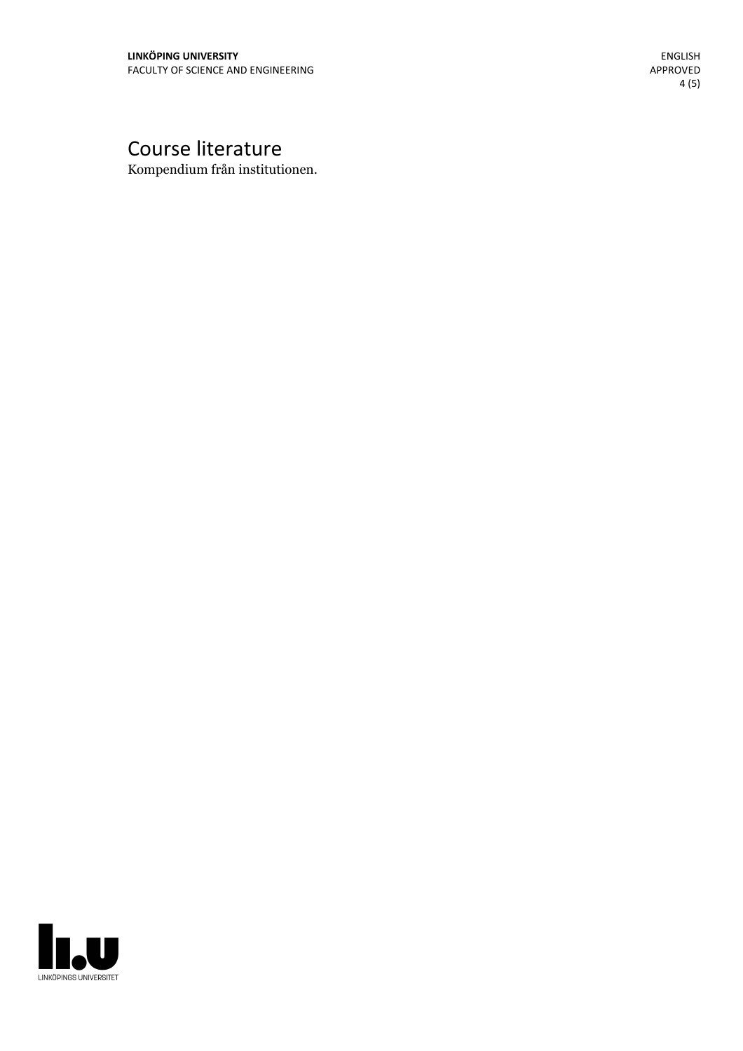# Course literature

Kompendium från institutionen.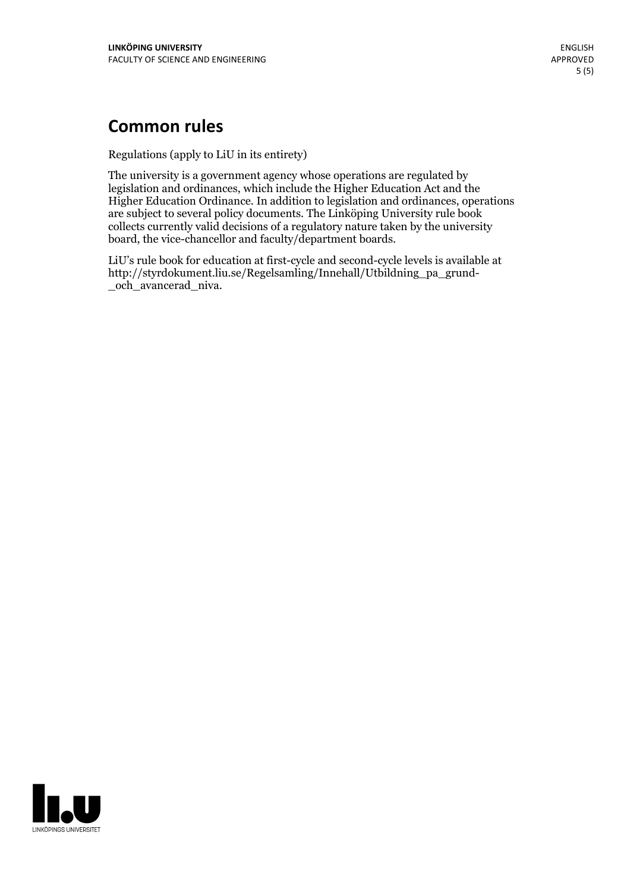# Common rules

Regulations (apply to LiU in its entirety)

The university is a government agency whose operations are regulated by legislation and ordinances, which include the Higher Education Act and the Higher Education Ordinance. In addition to legislation and ordinances, operations are subject to several policy documents. The Linköping University rule book collects currently valid decisions of a regulatory nature taken by the university board, the vice-chancellor and faculty/department boards.

LiU's rule book for education at first-cycle and second-cycle levels is available at http://styrdokument.liu.se/Regelsamling/Innehall/Utbildning_pa_grund-_och_avancerad_niva.